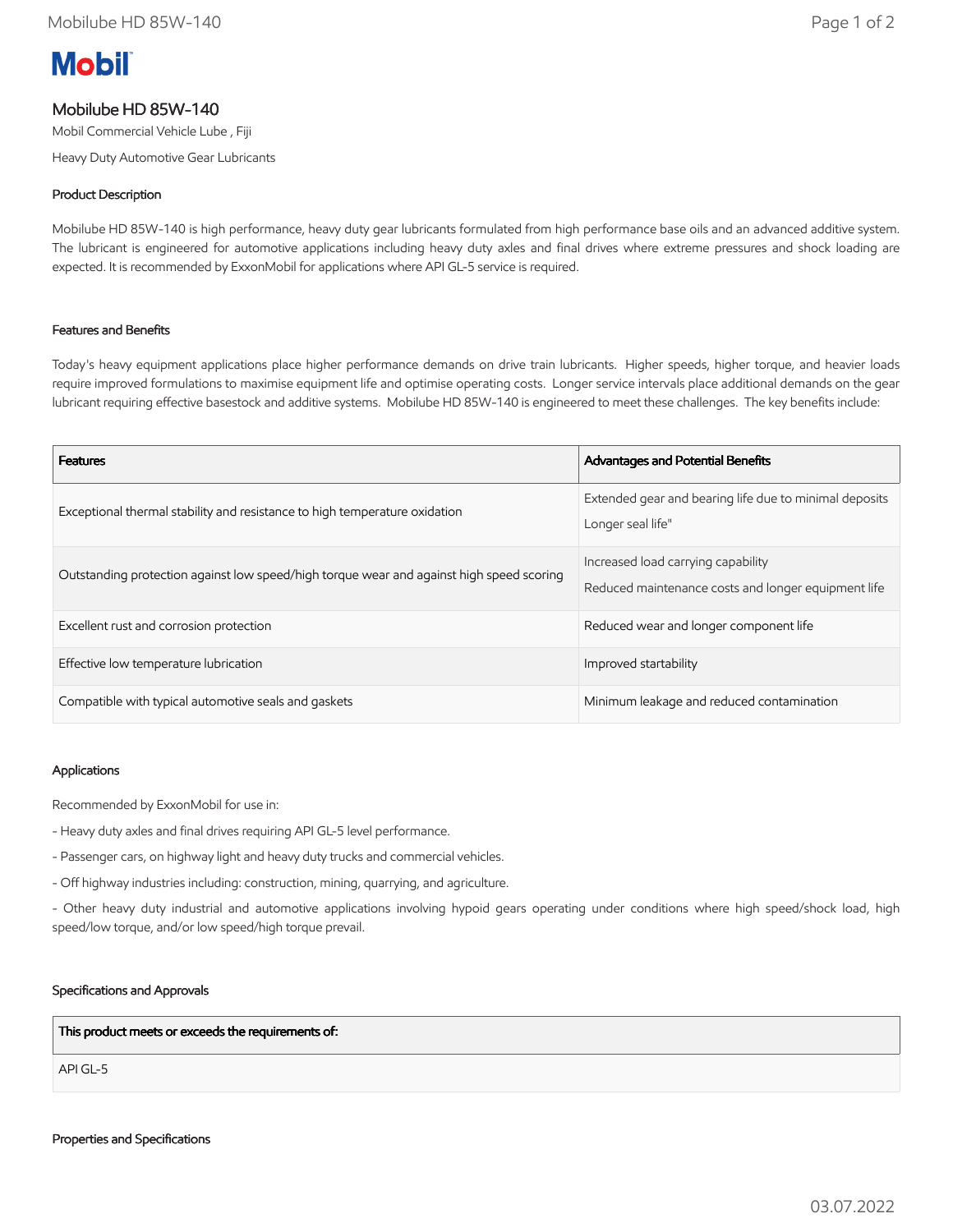# Mobilube HD 85W-140

Mobil Commercial Vehicle Lube , Fiji

Heavy Duty Automotive Gear Lubricants

## Product Description

Mobilube HD 85W-140 is high performance, heavy duty gear lubricants formulated from high performance base oils and an advanced additive system. The lubricant is engineered for automotive applications including heavy duty axles and final drives where extreme pressures and shock loading are expected. It is recommended by ExxonMobil for applications where API GL-5 service is required.

## Features and Benefits

Today's heavy equipment applications place higher performance demands on drive train lubricants. Higher speeds, higher torque, and heavier loads require improved formulations to maximise equipment life and optimise operating costs. Longer service intervals place additional demands on the gear lubricant requiring effective basestock and additive systems. Mobilube HD 85W-140 is engineered to meet these challenges. The key benefits include:

| Features | Advantages and Potential Benefits |
| --- | --- |
| Exceptional thermal stability and resistance to high temperature oxidation | Extended gear and bearing life due to minimal deposits<br>Longer seal life" |
| Outstanding protection against low speed/high torque wear and against high speed scoring | Increased load carrying capability<br>Reduced maintenance costs and longer equipment life |
| Excellent rust and corrosion protection | Reduced wear and longer component life |
| Effective low temperature lubrication | Improved startability |
| Compatible with typical automotive seals and gaskets | Minimum leakage and reduced contamination |

## Applications

Recommended by ExxonMobil for use in:

- Heavy duty axles and final drives requiring API GL-5 level performance.
- Passenger cars, on highway light and heavy duty trucks and commercial vehicles.
- Off highway industries including: construction, mining, quarrying, and agriculture.
- Other heavy duty industrial and automotive applications involving hypoid gears operating under conditions where high speed/shock load, high speed/low torque, and/or low speed/high torque prevail.

## Specifications and Approvals

| This product meets or exceeds the requirements of: |
| --- |
| API GL-5 |

## Properties and Specifications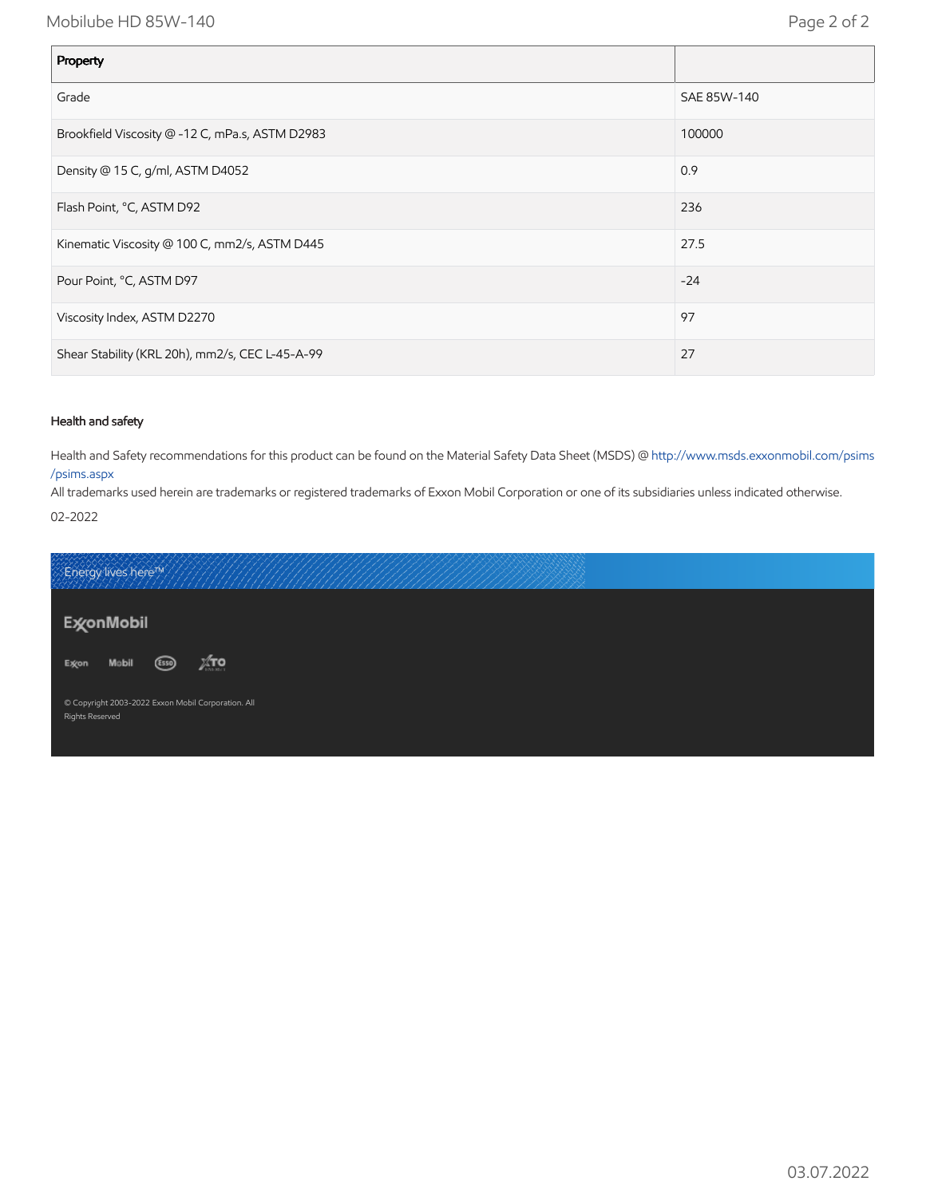| Property | |
|---|---|
| Grade | SAE 85W-140 |
| Brookfield Viscosity @ -12 C, mPa.s, ASTM D2983 | 100000 |
| Density @ 15 C, g/ml, ASTM D4052 | 0.9 |
| Flash Point, °C, ASTM D92 | 236 |
| Kinematic Viscosity @ 100 C, mm2/s, ASTM D445 | 27.5 |
| Pour Point, °C, ASTM D97 | -24 |
| Viscosity Index, ASTM D2270 | 97 |
| Shear Stability (KRL 20h), mm2/s, CEC L-45-A-99 | 27 |

### Health and safety

Health and Safety recommendations for this product can be found on the Material Safety Data Sheet (MSDS) @ http://www.msds.exxonmobil.com/psims/psims.aspx

All trademarks used herein are trademarks or registered trademarks of Exxon Mobil Corporation or one of its subsidiaries unless indicated otherwise.

02-2022

Energy lives here™

ExxonMobil

Exxon Mobil Esso XTO

© Copyright 2003-2022 Exxon Mobil Corporation. All Rights Reserved